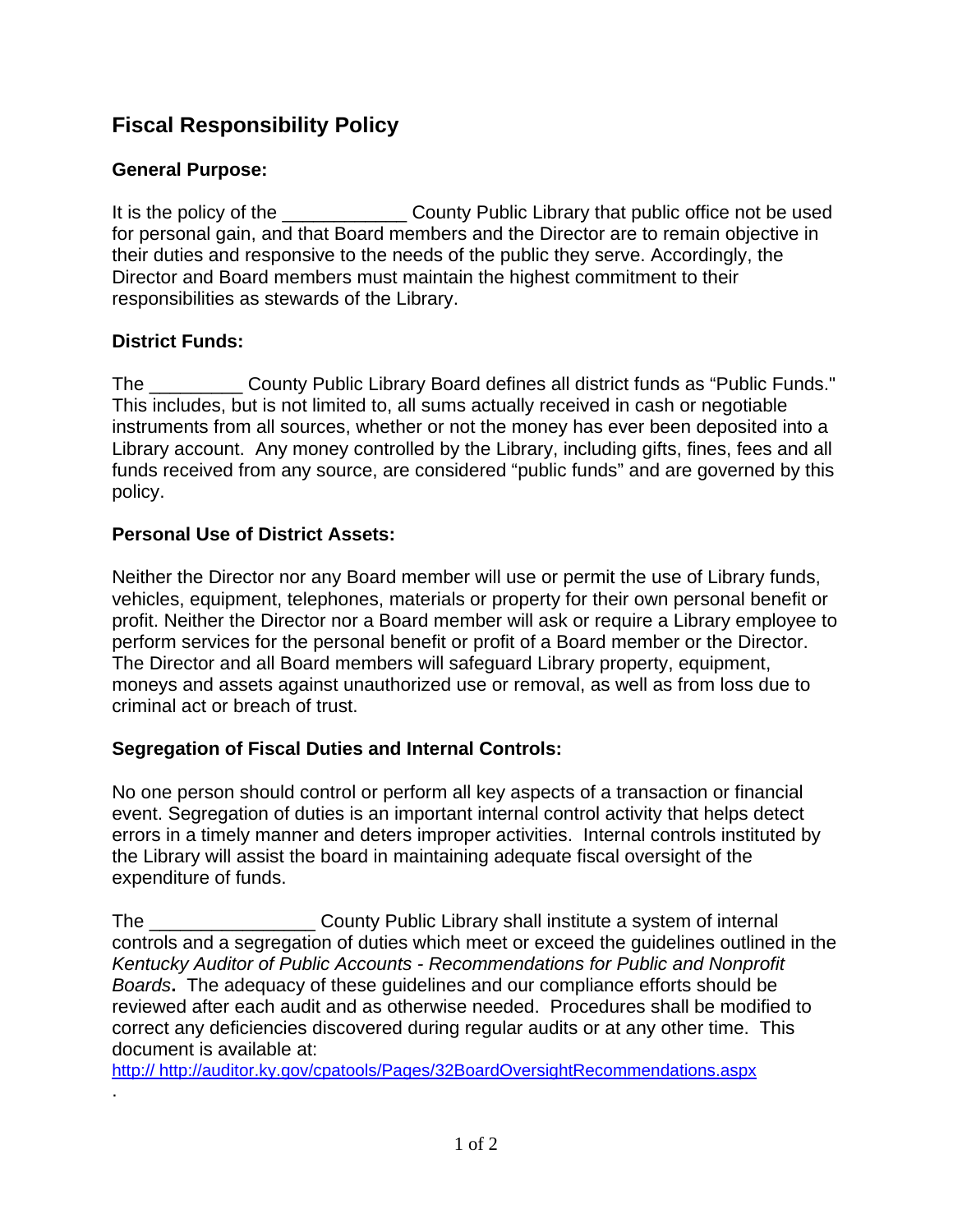# Fiscal Responsibility Policy

## General Purpose:

It is the policy of the ____________ County Public Library that public office not be used for personal gain, and that Board members and the Director are to remain objective in their duties and responsive to the needs of the public they serve. Accordingly, the Director and Board members must maintain the highest commitment to their responsibilities as stewards of the Library.

## District Funds:

The _________ County Public Library Board defines all district funds as "Public Funds." This includes, but is not limited to, all sums actually received in cash or negotiable instruments from all sources, whether or not the money has ever been deposited into a Library account. Any money controlled by the Library, including gifts, fines, fees and all funds received from any source, are considered "public funds" and are governed by this policy.

## Personal Use of District Assets:

Neither the Director nor any Board member will use or permit the use of Library funds, vehicles, equipment, telephones, materials or property for their own personal benefit or profit. Neither the Director nor a Board member will ask or require a Library employee to perform services for the personal benefit or profit of a Board member or the Director. The Director and all Board members will safeguard Library property, equipment, moneys and assets against unauthorized use or removal, as well as from loss due to criminal act or breach of trust.

## Segregation of Fiscal Duties and Internal Controls:

No one person should control or perform all key aspects of a transaction or financial event. Segregation of duties is an important internal control activity that helps detect errors in a timely manner and deters improper activities. Internal controls instituted by the Library will assist the board in maintaining adequate fiscal oversight of the expenditure of funds.

The ________________ County Public Library shall institute a system of internal controls and a segregation of duties which meet or exceed the guidelines outlined in the *Kentucky Auditor of Public Accounts - Recommendations for Public and Nonprofit Boards***.** The adequacy of these guidelines and our compliance efforts should be reviewed after each audit and as otherwise needed. Procedures shall be modified to correct any deficiencies discovered during regular audits or at any other time. This document is available at:
http:// http://auditor.ky.gov/cpatools/Pages/32BoardOversightRecommendations.aspx
.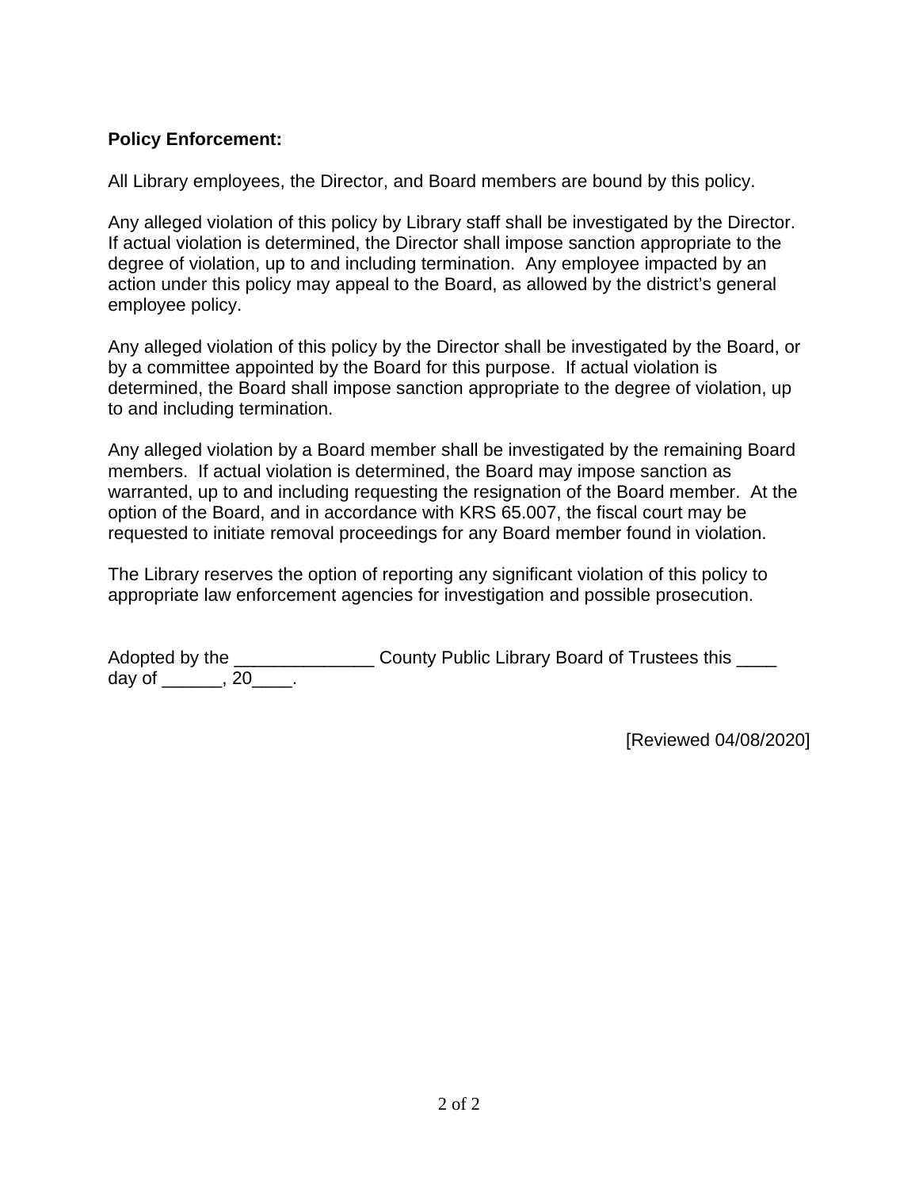**Policy Enforcement:**

All Library employees, the Director, and Board members are bound by this policy.

Any alleged violation of this policy by Library staff shall be investigated by the Director. If actual violation is determined, the Director shall impose sanction appropriate to the degree of violation, up to and including termination. Any employee impacted by an action under this policy may appeal to the Board, as allowed by the district's general employee policy.

Any alleged violation of this policy by the Director shall be investigated by the Board, or by a committee appointed by the Board for this purpose. If actual violation is determined, the Board shall impose sanction appropriate to the degree of violation, up to and including termination.

Any alleged violation by a Board member shall be investigated by the remaining Board members. If actual violation is determined, the Board may impose sanction as warranted, up to and including requesting the resignation of the Board member. At the option of the Board, and in accordance with KRS 65.007, the fiscal court may be requested to initiate removal proceedings for any Board member found in violation.

The Library reserves the option of reporting any significant violation of this policy to appropriate law enforcement agencies for investigation and possible prosecution.

Adopted by the ______________ County Public Library Board of Trustees this ____ day of ______, 20____.

[Reviewed 04/08/2020]